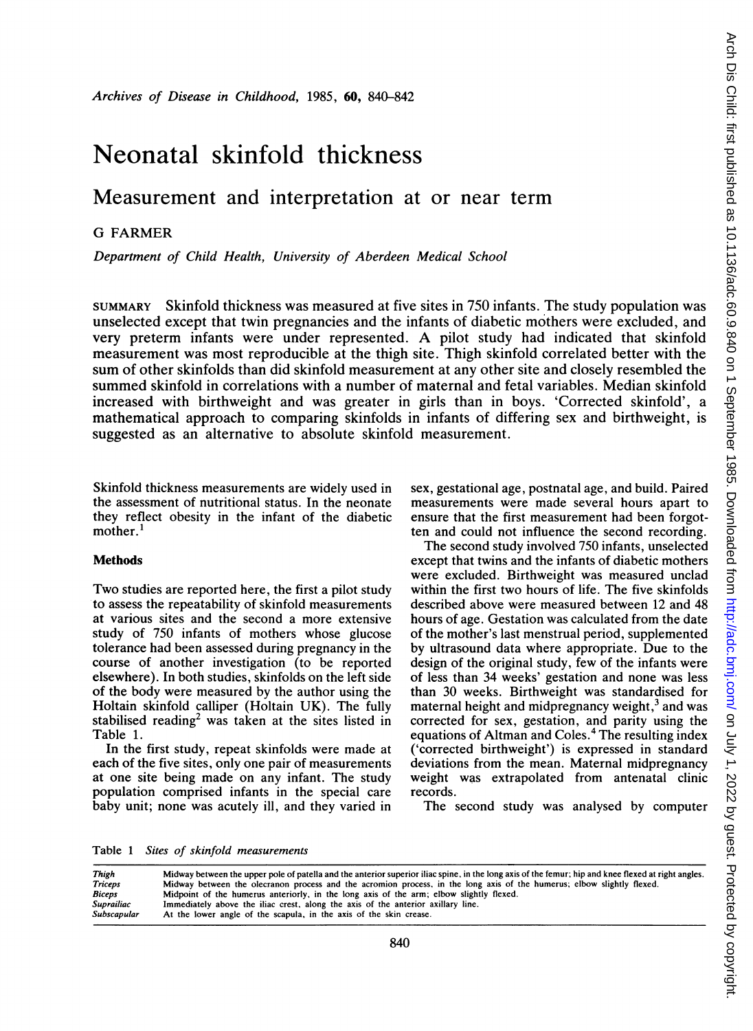# Neonatal skinfold thickness

## Measurement and interpretation at or near term

G FARMER

*Department of Child Health, University of Aberdeen Medical School*

SUMMARY Skinfold thickness was measured at five sites in 750 infants. The study population was unselected except that twin pregnancies and the infants of diabetic mothers were excluded, and very preterm infants were under represented. A pilot study had indicated that skinfold measurement was most reproducible at the thigh site. Thigh skinfold correlated better with the sum of other skinfolds than did skinfold measurement at any other site and closely resembled the summed skinfold in correlations with a number of maternal and fetal variables. Median skinfold increased with birthweight and was greater in girls than in boys. 'Corrected skinfold', a mathematical approach to comparing skinfolds in infants of differing sex and birthweight, is suggested as an alternative to absolute skinfold measurement.

Skinfold thickness measurements are widely used in the assessment of nutritional status. In the neonate they reflect obesity in the infant of the diabetic mother.[1]

### Methods

Two studies are reported here, the first a pilot study to assess the repeatability of skinfold measurements at various sites and the second a more extensive study of 750 infants of mothers whose glucose tolerance had been assessed during pregnancy in the course of another investigation (to be reported elsewhere). In both studies, skinfolds on the left side of the body were measured by the author using the Holtain skinfold calliper (Holtain UK). The fully stabilised reading[2] was taken at the sites listed in Table 1.

In the first study, repeat skinfolds were made at each of the five sites, only one pair of measurements at one site being made on any infant. The study population comprised infants in the special care baby unit; none was acutely ill, and they varied in sex, gestational age, postnatal age, and build. Paired measurements were made several hours apart to ensure that the first measurement had been forgotten and could not influence the second recording.

The second study involved 750 infants, unselected except that twins and the infants of diabetic mothers were excluded. Birthweight was measured unclad within the first two hours of life. The five skinfolds described above were measured between 12 and 48 hours of age. Gestation was calculated from the date of the mother's last menstrual period, supplemented by ultrasound data where appropriate. Due to the design of the original study, few of the infants were of less than 34 weeks' gestation and none was less than 30 weeks. Birthweight was standardised for maternal height and midpregnancy weight,[3] and was corrected for sex, gestation, and parity using the equations of Altman and Coles.[4] The resulting index ('corrected birthweight') is expressed in standard deviations from the mean. Maternal midpregnancy weight was extrapolated from antenatal clinic records.

The second study was analysed by computer

Table 1 *Sites of skinfold measurements*

| | |
|---|---|
| *Thigh* | Midway between the upper pole of patella and the anterior superior iliac spine, in the long axis of the femur; hip and knee flexed at right angles. |
| *Triceps* | Midway between the olecranon process and the acromion process, in the long axis of the humerus; elbow slightly flexed. |
| *Biceps* | Midpoint of the humerus anteriorly, in the long axis of the arm; elbow slightly flexed. |
| *Suprailiac* | Immediately above the iliac crest, along the axis of the anterior axillary line. |
| *Subscapular* | At the lower angle of the scapula, in the axis of the skin crease. |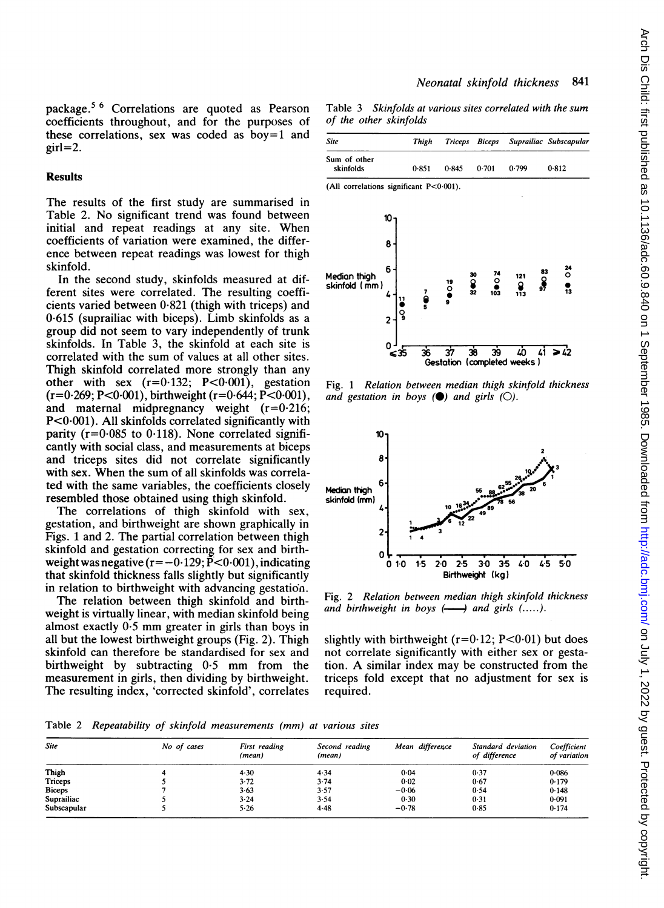package.[5 6] Correlations are quoted as Pearson coefficients throughout, and for the purposes of these correlations, sex was coded as boy=1 and girl=2.

## Results

The results of the first study are summarised in Table 2. No significant trend was found between initial and repeat readings at any site. When coefficients of variation were examined, the difference between repeat readings was lowest for thigh skinfold.

In the second study, skinfolds measured at different sites were correlated. The resulting coefficients varied between 0·821 (thigh with triceps) and 0·615 (suprailiac with biceps). Limb skinfolds as a group did not seem to vary independently of trunk skinfolds. In Table 3, the skinfold at each site is correlated with the sum of values at all other sites. Thigh skinfold correlated more strongly than any other with sex ($r=0·132$; $P<0·001$), gestation ($r=0·269$; $P<0·001$), birthweight ($r=0·644$; $P<0·001$), and maternal midpregnancy weight ($r=0·216$; $P<0·001$). All skinfolds correlated significantly with parity ($r=0·085$ to $0·118$). None correlated significantly with social class, and measurements at biceps and triceps sites did not correlate significantly with sex. When the sum of all skinfolds was correlated with the same variables, the coefficients closely resembled those obtained using thigh skinfold.

The correlations of thigh skinfold with sex, gestation, and birthweight are shown graphically in Figs. 1 and 2. The partial correlation between thigh skinfold and gestation correcting for sex and birthweight was negative ($r=-0·129$; $P<0·001$), indicating that skinfold thickness falls slightly but significantly in relation to birthweight with advancing gestation.

The relation between thigh skinfold and birthweight is virtually linear, with median skinfold being almost exactly 0·5 mm greater in girls than boys in all but the lowest birthweight groups (Fig. 2). Thigh skinfold can therefore be standardised for sex and birthweight by subtracting 0·5 mm from the measurement in girls, then dividing by birthweight. The resulting index, 'corrected skinfold', correlates slightly with birthweight ($r=0·12$; $P<0·01$) but does not correlate significantly with either sex or gestation. A similar index may be constructed from the triceps fold except that no adjustment for sex is required.

Table 3 *Skinfolds at various sites correlated with the sum of the other skinfolds*

| Site | Thigh | Triceps | Biceps | Suprailiac | Subscapular |
|---|---|---|---|---|---|
| Sum of other skinfolds | 0·851 | 0·845 | 0·701 | 0·799 | 0·812 |

(All correlations significant P<0·001).

Fig. 1 *Relation between median thigh skinfold thickness and gestation in boys (●) and girls (○).*

Fig. 2 *Relation between median thigh skinfold thickness and birthweight in boys (——) and girls (.....).*

Table 2 *Repeatability of skinfold measurements (mm) at various sites*

| Site | No of cases | First reading (mean) | Second reading (mean) | Mean difference | Standard deviation of difference | Coefficient of variation |
|---|---|---|---|---|---|---|
| Thigh | 4 | 4·30 | 4·34 | 0·04 | 0·37 | 0·086 |
| Triceps | 5 | 3·72 | 3·74 | 0·02 | 0·67 | 0·179 |
| Biceps | 7 | 3·63 | 3·57 | −0·06 | 0·54 | 0·148 |
| Suprailiac | 5 | 3·24 | 3·54 | 0·30 | 0·31 | 0·091 |
| Subscapular | 5 | 5·26 | 4·48 | −0·78 | 0·85 | 0·174 |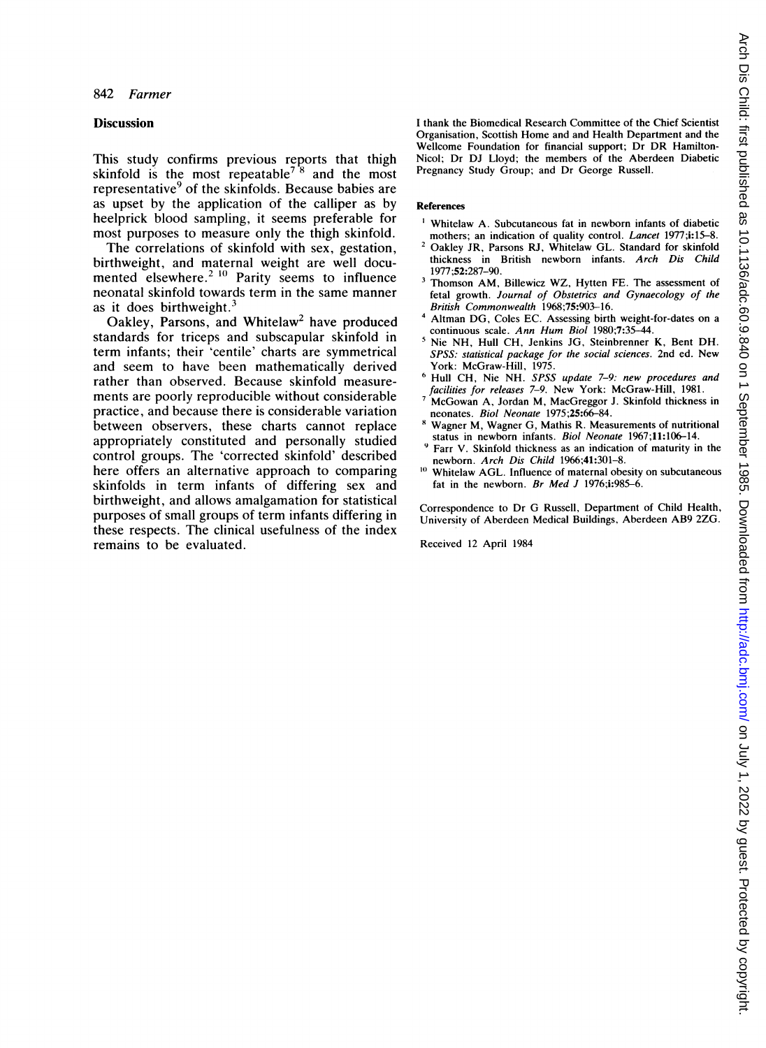## Discussion

This study confirms previous reports that thigh skinfold is the most repeatable[7,8] and the most representative[9] of the skinfolds. Because babies are as upset by the application of the calliper as by heelprick blood sampling, it seems preferable for most purposes to measure only the thigh skinfold.

The correlations of skinfold with sex, gestation, birthweight, and maternal weight are well documented elsewhere.[2,10] Parity seems to influence neonatal skinfold towards term in the same manner as it does birthweight.[3]

Oakley, Parsons, and Whitelaw[2] have produced standards for triceps and subscapular skinfold in term infants; their 'centile' charts are symmetrical and seem to have been mathematically derived rather than observed. Because skinfold measurements are poorly reproducible without considerable practice, and because there is considerable variation between observers, these charts cannot replace appropriately constituted and personally studied control groups. The 'corrected skinfold' described here offers an alternative approach to comparing skinfolds in term infants of differing sex and birthweight, and allows amalgamation for statistical purposes of small groups of term infants differing in these respects. The clinical usefulness of the index remains to be evaluated.

I thank the Biomedical Research Committee of the Chief Scientist Organisation, Scottish Home and and Health Department and the Wellcome Foundation for financial support; Dr DR Hamilton-Nicol; Dr DJ Lloyd; the members of the Aberdeen Diabetic Pregnancy Study Group; and Dr George Russell.

#### References

1. Whitelaw A. Subcutaneous fat in newborn infants of diabetic mothers; an indication of quality control. *Lancet* 1977;**i**:15–8.
2. Oakley JR, Parsons RJ, Whitelaw GL. Standard for skinfold thickness in British newborn infants. *Arch Dis Child* 1977;**52**:287–90.
3. Thomson AM, Billewicz WZ, Hytten FE. The assessment of fetal growth. *Journal of Obstetrics and Gynaecology of the British Commonwealth* 1968;**75**:903–16.
4. Altman DG, Coles EC. Assessing birth weight-for-dates on a continuous scale. *Ann Hum Biol* 1980;**7**:35–44.
5. Nie NH, Hull CH, Jenkins JG, Steinbrenner K, Bent DH. *SPSS: statistical package for the social sciences*. 2nd ed. New York: McGraw-Hill, 1975.
6. Hull CH, Nie NH. *SPSS update 7–9: new procedures and facilities for releases 7–9*. New York: McGraw-Hill, 1981.
7. McGowan A, Jordan M, MacGreggor J. Skinfold thickness in neonates. *Biol Neonate* 1975;**25**:66–84.
8. Wagner M, Wagner G, Mathis R. Measurements of nutritional status in newborn infants. *Biol Neonate* 1967;**11**:106–14.
9. Farr V. Skinfold thickness as an indication of maturity in the newborn. *Arch Dis Child* 1966;**41**:301–8.
10. Whitelaw AGL. Influence of maternal obesity on subcutaneous fat in the newborn. *Br Med J* 1976;**i**:985–6.

Correspondence to Dr G Russell, Department of Child Health, University of Aberdeen Medical Buildings, Aberdeen AB9 2ZG.

Received 12 April 1984